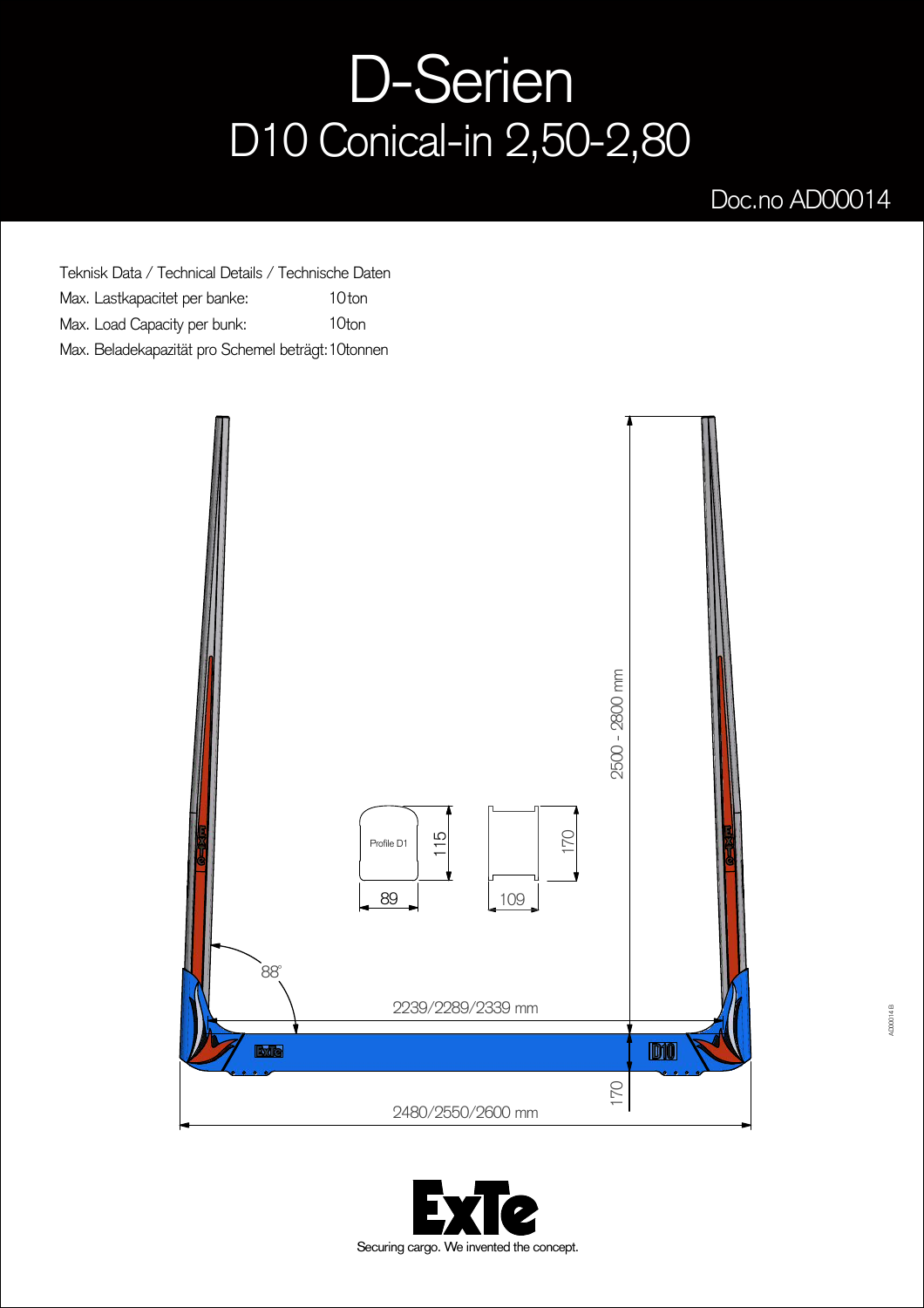# D-Serien

## D10 Conical-in 2,50-2,80

Doc.no AD00014

Teknisk Data / Technical Details / Technische Daten

| | |
|---|---|
| Max. Lastkapacitet per banke: | 10 ton |
| Max. Load Capacity per bunk: | 10ton |
| Max. Beladekapazität pro Schemel beträgt: | 10tonnen |

2500 - 2800 mm

Profile D1

115

89

170

109

88°

2239/2289/2339 mm

170

2480/2550/2600 mm

ExTe

Securing cargo. We invented the concept.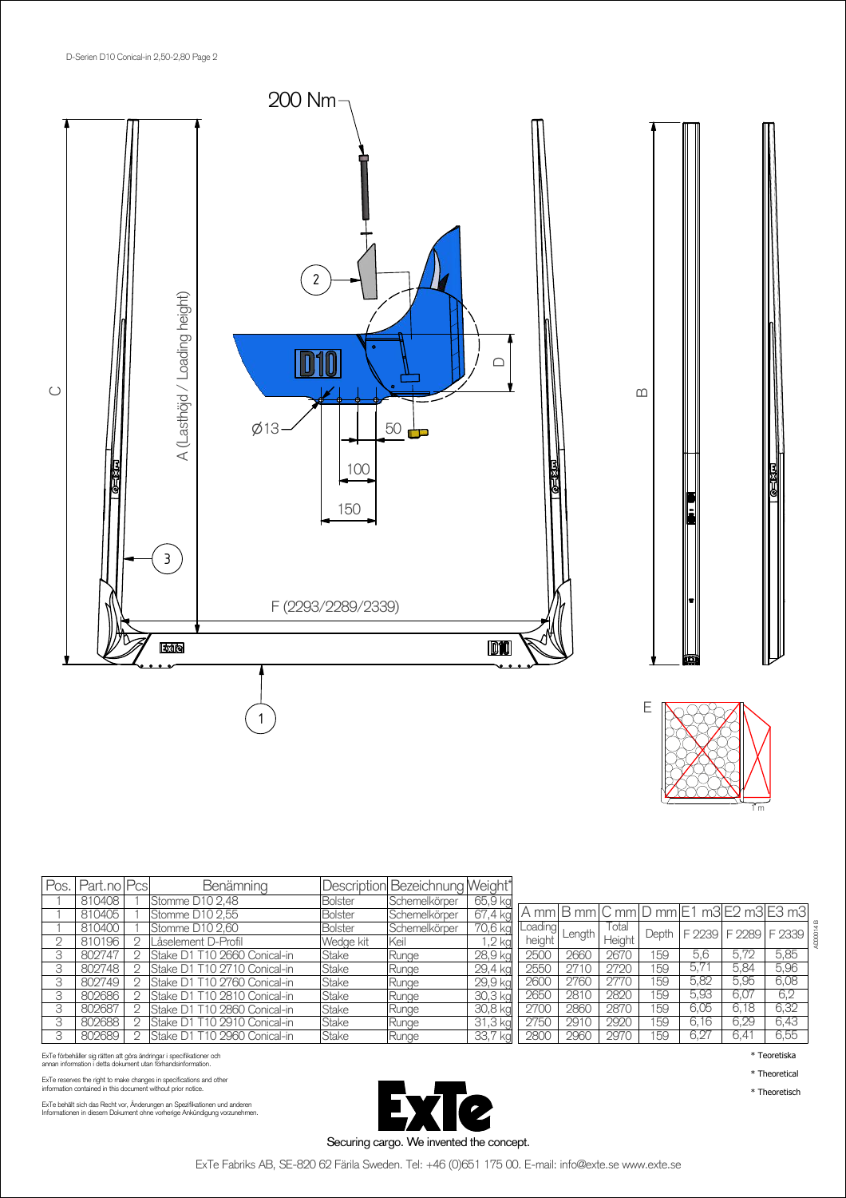200 Nm

A (Lasthöjd / Loading height)

C

B

D

Ø13

50

100

150

F (2293/2289/2339)

E

1 m

| Pos. | Part.no | Pcs | Benämning | Description | Bezeichnung | Weight* |
|---|---|---|---|---|---|---|
| 1 | 810408 | 1 | Stomme D10 2,48 | Bolster | Schemelkörper | 65,9 kg |
| 1 | 810405 | 1 | Stomme D10 2,55 | Bolster | Schemelkörper | 67,4 kg |
| 1 | 810400 | 1 | Stomme D10 2,60 | Bolster | Schemelkörper | 70,6 kg |
| 2 | 810196 | 2 | Låselement D-Profil | Wedge kit | Keil | 1,2 kg |
| 3 | 802747 | 2 | Stake D1 T10 2660 Conical-in | Stake | Runge | 28,9 kg |
| 3 | 802748 | 2 | Stake D1 T10 2710 Conical-in | Stake | Runge | 29,4 kg |
| 3 | 802749 | 2 | Stake D1 T10 2760 Conical-in | Stake | Runge | 29,9 kg |
| 3 | 802686 | 2 | Stake D1 T10 2810 Conical-in | Stake | Runge | 30,3 kg |
| 3 | 802687 | 2 | Stake D1 T10 2860 Conical-in | Stake | Runge | 30,8 kg |
| 3 | 802688 | 2 | Stake D1 T10 2910 Conical-in | Stake | Runge | 31,3 kg |
| 3 | 802689 | 2 | Stake D1 T10 2960 Conical-in | Stake | Runge | 33,7 kg |

| A mm | B mm | C mm | D mm | E1 m3 | E2 m3 | E3 m3 |
|---|---|---|---|---|---|---|
| Loading height | Length | Total Height | Depth | F 2239 | F 2289 | F 2339 |
| 2500 | 2660 | 2670 | 159 | 5,6 | 5,72 | 5,85 |
| 2550 | 2710 | 2720 | 159 | 5,71 | 5,84 | 5,96 |
| 2600 | 2760 | 2770 | 159 | 5,82 | 5,95 | 6,08 |
| 2650 | 2810 | 2820 | 159 | 5,93 | 6,07 | 6,2 |
| 2700 | 2860 | 2870 | 159 | 6,05 | 6,18 | 6,32 |
| 2750 | 2910 | 2920 | 159 | 6,16 | 6,29 | 6,43 |
| 2800 | 2960 | 2970 | 159 | 6,27 | 6,41 | 6,55 |

ExTe förbehåller sig rätten att göra ändringar i specifikationer och annan information i detta dokument utan förhandsinformation.

ExTe reserves the right to make changes in specifications and other information contained in this document without prior notice.

ExTe behält sich das Recht vor, Änderungen an Spezifikationen und anderen Informationen in diesem Dokument ohne vorherige Ankündigung vorzunehmen.

* Teoretiska

* Theoretical

* Theoretisch

Securing cargo. We invented the concept.

ExTe Fabriks AB, SE-820 62 Färila Sweden. Tel: +46 (0)651 175 00. E-mail: info@exte.se www.exte.se